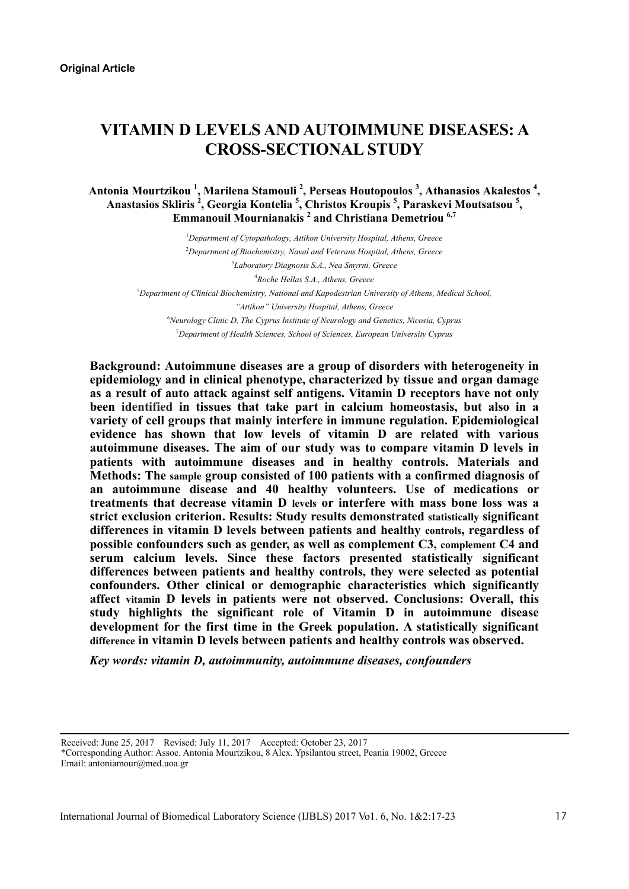**Original Article**

# VITAMIN D LEVELS AND AUTOIMMUNE DISEASES: A CROSS-SECTIONAL STUDY

**Antonia Mourtzikou [1], Marilena Stamouli [2], Perseas Houtopoulos [3], Athanasios Akalestos [4], Anastasios Skliris [2], Georgia Kontelia [5], Christos Kroupis [5], Paraskevi Moutsatsou [5], Emmanouil Mournianakis [2] and Christiana Demetriou [6,7]**

[1]*Department of Cytopathology, Attikon University Hospital, Athens, Greece*

[2]*Department of Biochemistry, Naval and Veterans Hospital, Athens, Greece*

[3]*Laboratory Diagnosis S.A., Nea Smyrni, Greece*

[4]*Roche Hellas S.A., Athens, Greece*

[5]*Department of Clinical Biochemistry, National and Kapodestrian University of Athens, Medical School, "Attikon" University Hospital, Athens, Greece*

[6]*Neurology Clinic D, The Cyprus Institute of Neurology and Genetics, Nicosia, Cyprus*

[7]*Department of Health Sciences, School of Sciences, European University Cyprus*

**Background: Autoimmune diseases are a group of disorders with heterogeneity in epidemiology and in clinical phenotype, characterized by tissue and organ damage as a result of auto attack against self antigens. Vitamin D receptors have not only been identified in tissues that take part in calcium homeostasis, but also in a variety of cell groups that mainly interfere in immune regulation. Epidemiological evidence has shown that low levels of vitamin D are related with various autoimmune diseases. The aim of our study was to compare vitamin D levels in patients with autoimmune diseases and in healthy controls. Materials and Methods: The sample group consisted of 100 patients with a confirmed diagnosis of an autoimmune disease and 40 healthy volunteers. Use of medications or treatments that decrease vitamin D levels or interfere with mass bone loss was a strict exclusion criterion. Results: Study results demonstrated statistically significant differences in vitamin D levels between patients and healthy controls, regardless of possible confounders such as gender, as well as complement C3, complement C4 and serum calcium levels. Since these factors presented statistically significant differences between patients and healthy controls, they were selected as potential confounders. Other clinical or demographic characteristics which significantly affect vitamin D levels in patients were not observed. Conclusions: Overall, this study highlights the significant role of Vitamin D in autoimmune disease development for the first time in the Greek population. A statistically significant difference in vitamin D levels between patients and healthy controls was observed.**

***Key words: vitamin D, autoimmunity, autoimmune diseases, confounders***

---

Received: June 25, 2017 Revised: July 11, 2017 Accepted: October 23, 2017

*Corresponding Author: Assoc. Antonia Mourtzikou, 8 Alex. Ypsilantou street, Peania 19002, Greece

Email: antoniamour@med.uoa.gr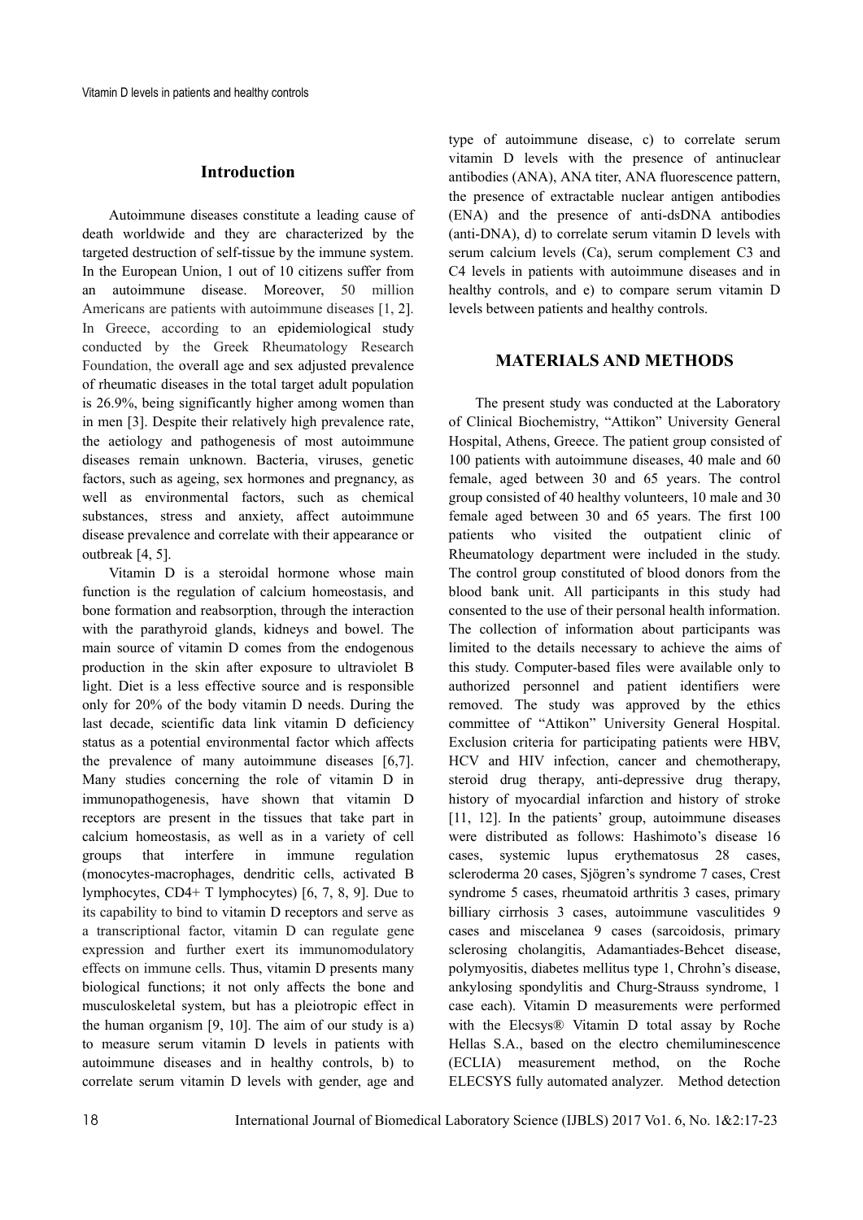## Introduction

Autoimmune diseases constitute a leading cause of death worldwide and they are characterized by the targeted destruction of self-tissue by the immune system. In the European Union, 1 out of 10 citizens suffer from an autoimmune disease. Moreover, 50 million Americans are patients with autoimmune diseases [1, 2]. In Greece, according to an epidemiological study conducted by the Greek Rheumatology Research Foundation, the overall age and sex adjusted prevalence of rheumatic diseases in the total target adult population is 26.9%, being significantly higher among women than in men [3]. Despite their relatively high prevalence rate, the aetiology and pathogenesis of most autoimmune diseases remain unknown. Bacteria, viruses, genetic factors, such as ageing, sex hormones and pregnancy, as well as environmental factors, such as chemical substances, stress and anxiety, affect autoimmune disease prevalence and correlate with their appearance or outbreak [4, 5].

Vitamin D is a steroidal hormone whose main function is the regulation of calcium homeostasis, and bone formation and reabsorption, through the interaction with the parathyroid glands, kidneys and bowel. The main source of vitamin D comes from the endogenous production in the skin after exposure to ultraviolet B light. Diet is a less effective source and is responsible only for 20% of the body vitamin D needs. During the last decade, scientific data link vitamin D deficiency status as a potential environmental factor which affects the prevalence of many autoimmune diseases [6,7]. Many studies concerning the role of vitamin D in immunopathogenesis, have shown that vitamin D receptors are present in the tissues that take part in calcium homeostasis, as well as in a variety of cell groups that interfere in immune regulation (monocytes-macrophages, dendritic cells, activated B lymphocytes, CD4+ T lymphocytes) [6, 7, 8, 9]. Due to its capability to bind to vitamin D receptors and serve as a transcriptional factor, vitamin D can regulate gene expression and further exert its immunomodulatory effects on immune cells. Thus, vitamin D presents many biological functions; it not only affects the bone and musculoskeletal system, but has a pleiotropic effect in the human organism [9, 10]. The aim of our study is a) to measure serum vitamin D levels in patients with autoimmune diseases and in healthy controls, b) to correlate serum vitamin D levels with gender, age and type of autoimmune disease, c) to correlate serum vitamin D levels with the presence of antinuclear antibodies (ANA), ANA titer, ANA fluorescence pattern, the presence of extractable nuclear antigen antibodies (ENA) and the presence of anti-dsDNA antibodies (anti-DNA), d) to correlate serum vitamin D levels with serum calcium levels (Ca), serum complement C3 and C4 levels in patients with autoimmune diseases and in healthy controls, and e) to compare serum vitamin D levels between patients and healthy controls.

## MATERIALS AND METHODS

The present study was conducted at the Laboratory of Clinical Biochemistry, "Attikon" University General Hospital, Athens, Greece. The patient group consisted of 100 patients with autoimmune diseases, 40 male and 60 female, aged between 30 and 65 years. The control group consisted of 40 healthy volunteers, 10 male and 30 female aged between 30 and 65 years. The first 100 patients who visited the outpatient clinic of Rheumatology department were included in the study. The control group constituted of blood donors from the blood bank unit. All participants in this study had consented to the use of their personal health information. The collection of information about participants was limited to the details necessary to achieve the aims of this study. Computer-based files were available only to authorized personnel and patient identifiers were removed. The study was approved by the ethics committee of "Attikon" University General Hospital. Exclusion criteria for participating patients were HBV, HCV and HIV infection, cancer and chemotherapy, steroid drug therapy, anti-depressive drug therapy, history of myocardial infarction and history of stroke [11, 12]. In the patients' group, autoimmune diseases were distributed as follows: Hashimoto's disease 16 cases, systemic lupus erythematosus 28 cases, scleroderma 20 cases, Sjögren's syndrome 7 cases, Crest syndrome 5 cases, rheumatoid arthritis 3 cases, primary billiary cirrhosis 3 cases, autoimmune vasculitides 9 cases and miscelanea 9 cases (sarcoidosis, primary sclerosing cholangitis, Adamantiades-Behcet disease, polymyositis, diabetes mellitus type 1, Chrohn's disease, ankylosing spondylitis and Churg-Strauss syndrome, 1 case each). Vitamin D measurements were performed with the Elecsys® Vitamin D total assay by Roche Hellas S.A., based on the electro chemiluminescence (ECLIA) measurement method, on the Roche ELECSYS fully automated analyzer. Method detection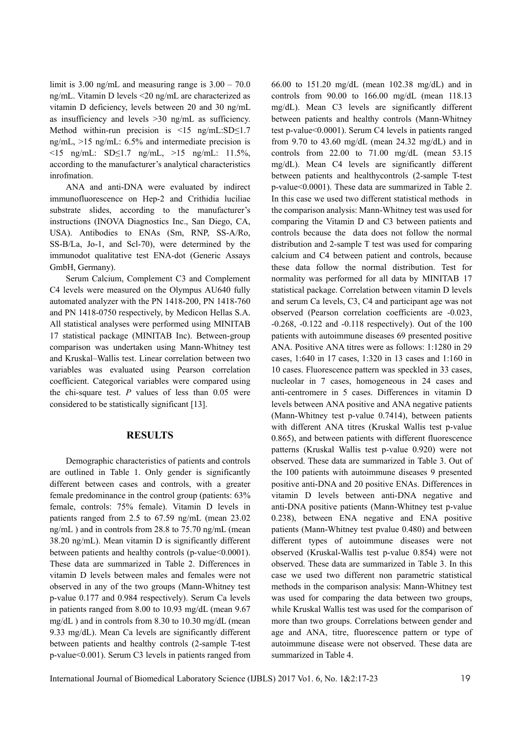limit is 3.00 ng/mL and measuring range is 3.00 – 70.0 ng/mL. Vitamin D levels <20 ng/mL are characterized as vitamin D deficiency, levels between 20 and 30 ng/mL as insufficiency and levels >30 ng/mL as sufficiency. Method within-run precision is <15 ng/mL:SD≤1.7 ng/mL, >15 ng/mL: 6.5% and intermediate precision is <15 ng/mL: SD≤1.7 ng/mL, >15 ng/mL: 11.5%, according to the manufacturer's analytical characteristics inrofmation.

ANA and anti-DNA were evaluated by indirect immunofluorescence on Hep-2 and Crithidia luciliae substrate slides, according to the manufacturer's instructions (INOVA Diagnostics Inc., San Diego, CA, USA). Antibodies to ENAs (Sm, RNP, SS-A/Ro, SS-B/La, Jo-1, and Scl-70), were determined by the immunodot qualitative test ENA-dot (Generic Assays GmbH, Germany).

Serum Calcium, Complement C3 and Complement C4 levels were measured on the Olympus AU640 fully automated analyzer with the PN 1418-200, PN 1418-760 and PN 1418-0750 respectively, by Medicon Hellas S.A. All statistical analyses were performed using MINITAB 17 statistical package (MINITAB Inc). Between-group comparison was undertaken using Mann-Whitney test and Kruskal–Wallis test. Linear correlation between two variables was evaluated using Pearson correlation coefficient. Categorical variables were compared using the chi-square test. *P* values of less than 0.05 were considered to be statistically significant [13].

## RESULTS

Demographic characteristics of patients and controls are outlined in Table 1. Only gender is significantly different between cases and controls, with a greater female predominance in the control group (patients: 63% female, controls: 75% female). Vitamin D levels in patients ranged from 2.5 to 67.59 ng/mL (mean 23.02 ng/mL ) and in controls from 28.8 to 75.70 ng/mL (mean 38.20 ng/mL). Mean vitamin D is significantly different between patients and healthy controls (p-value<0.0001). These data are summarized in Table 2. Differences in vitamin D levels between males and females were not observed in any of the two groups (Mann-Whitney test p-value 0.177 and 0.984 respectively). Serum Ca levels in patients ranged from 8.00 to 10.93 mg/dL (mean 9.67 mg/dL ) and in controls from 8.30 to 10.30 mg/dL (mean 9.33 mg/dL). Mean Ca levels are significantly different between patients and healthy controls (2-sample T-test p-value<0.001). Serum C3 levels in patients ranged from 66.00 to 151.20 mg/dL (mean 102.38 mg/dL) and in controls from 90.00 to 166.00 mg/dL (mean 118.13 mg/dL). Mean C3 levels are significantly different between patients and healthy controls (Mann-Whitney test p-value<0.0001). Serum C4 levels in patients ranged from 9.70 to 43.60 mg/dL (mean 24.32 mg/dL) and in controls from 22.00 to 71.00 mg/dL (mean 53.15 mg/dL). Mean C4 levels are significantly different between patients and healthycontrols (2-sample T-test p-value<0.0001). These data are summarized in Table 2. In this case we used two different statistical methods in the comparison analysis: Mann-Whitney test was used for comparing the Vitamin D and C3 between patients and controls because the data does not follow the normal distribution and 2-sample T test was used for comparing calcium and C4 between patient and controls, because these data follow the normal distribution. Test for normality was performed for all data by MINITAB 17 statistical package. Correlation between vitamin D levels and serum Ca levels, C3, C4 and participant age was not observed (Pearson correlation coefficients are -0.023, -0.268, -0.122 and -0.118 respectively). Out of the 100 patients with autoimmune diseases 69 presented positive ANA. Positive ANA titres were as follows: 1:1280 in 29 cases, 1:640 in 17 cases, 1:320 in 13 cases and 1:160 in 10 cases. Fluorescence pattern was speckled in 33 cases, nucleolar in 7 cases, homogeneous in 24 cases and anti-centromere in 5 cases. Differences in vitamin D levels between ANA positive and ANA negative patients (Mann-Whitney test p-value 0.7414), between patients with different ANA titres (Kruskal Wallis test p-value 0.865), and between patients with different fluorescence patterns (Kruskal Wallis test p-value 0.920) were not observed. These data are summarized in Table 3. Out of the 100 patients with autoimmune diseases 9 presented positive anti-DNA and 20 positive ENAs. Differences in vitamin D levels between anti-DNA negative and anti-DNA positive patients (Mann-Whitney test p-value 0.238), between ENA negative and ENA positive patients (Mann-Whitney test pvalue 0.480) and between different types of autoimmune diseases were not observed (Kruskal-Wallis test p-value 0.854) were not observed. These data are summarized in Table 3. In this case we used two different non parametric statistical methods in the comparison analysis: Mann-Whitney test was used for comparing the data between two groups, while Kruskal Wallis test was used for the comparison of more than two groups. Correlations between gender and age and ANA, titre, fluorescence pattern or type of autoimmune disease were not observed. These data are summarized in Table 4.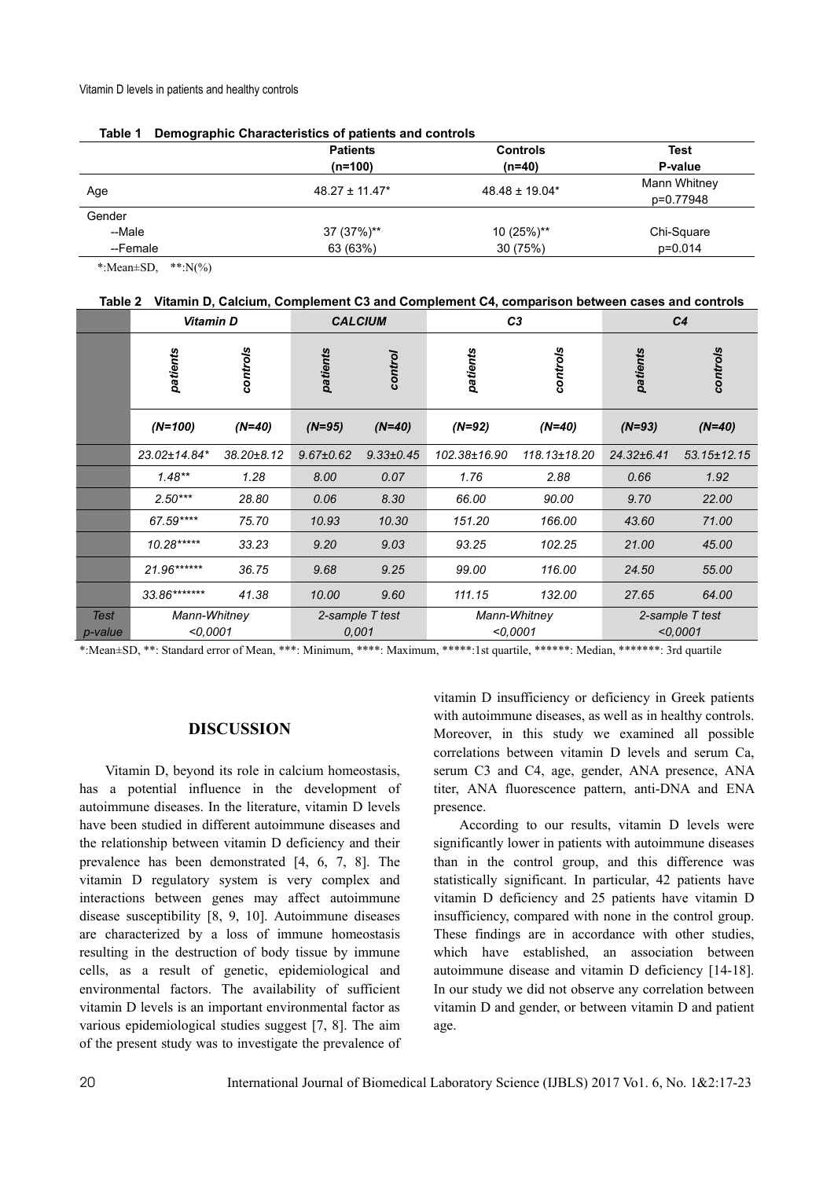Vitamin D levels in patients and healthy controls

**Table 1 Demographic Characteristics of patients and controls**

| | Patients (n=100) | Controls (n=40) | Test P-value |
|---|---|---|---|
| Age | 48.27 ± 11.47* | 48.48 ± 19.04* | Mann Whitney p=0.77948 |
| Gender | | | |
| --Male | 37 (37%)** | 10 (25%)** | Chi-Square |
| --Female | 63 (63%) | 30 (75%) | p=0.014 |

*:Mean±SD, **:N(%)

**Table 2 Vitamin D, Calcium, Complement C3 and Complement C4, comparison between cases and controls**

| | *Vitamin D* | | *CALCIUM* | | *C3* | | *C4* | |
|---|---|---|---|---|---|---|---|---|
| | *patients* | *controls* | *patients* | *control* | *patients* | *controls* | *patients* | *controls* |
| | *(N=100)* | *(N=40)* | *(N=95)* | *(N=40)* | *(N=92)* | *(N=40)* | *(N=93)* | *(N=40)* |
| | *23.02±14.84** | *38.20±8.12* | *9.67±0.62* | *9.33±0.45* | *102.38±16.90* | *118.13±18.20* | *24.32±6.41* | *53.15±12.15* |
| | *1.48*** | *1.28* | *8.00* | *0.07* | *1.76* | *2.88* | *0.66* | *1.92* |
| | *2.50**** | *28.80* | *0.06* | *8.30* | *66.00* | *90.00* | *9.70* | *22.00* |
| | *67.59***** | *75.70* | *10.93* | *10.30* | *151.20* | *166.00* | *43.60* | *71.00* |
| | *10.28****** | *33.23* | *9.20* | *9.03* | *93.25* | *102.25* | *21.00* | *45.00* |
| | *21.96******* | *36.75* | *9.68* | *9.25* | *99.00* | *116.00* | *24.50* | *55.00* |
| | *33.86********* | *41.38* | *10.00* | *9.60* | *111.15* | *132.00* | *27.65* | *64.00* |
| *Test p-value* | *Mann-Whitney <0,0001* | | *2-sample T test 0,001* | | *Mann-Whitney <0,0001* | | *2-sample T test <0,0001* | |

*:Mean±SD, **: Standard error of Mean, ***: Minimum, ****: Maximum, *****:1st quartile, ******: Median, *******: 3rd quartile

## DISCUSSION

Vitamin D, beyond its role in calcium homeostasis, has a potential influence in the development of autoimmune diseases. In the literature, vitamin D levels have been studied in different autoimmune diseases and the relationship between vitamin D deficiency and their prevalence has been demonstrated [4, 6, 7, 8]. The vitamin D regulatory system is very complex and interactions between genes may affect autoimmune disease susceptibility [8, 9, 10]. Autoimmune diseases are characterized by a loss of immune homeostasis resulting in the destruction of body tissue by immune cells, as a result of genetic, epidemiological and environmental factors. The availability of sufficient vitamin D levels is an important environmental factor as various epidemiological studies suggest [7, 8]. The aim of the present study was to investigate the prevalence of vitamin D insufficiency or deficiency in Greek patients with autoimmune diseases, as well as in healthy controls. Moreover, in this study we examined all possible correlations between vitamin D levels and serum Ca, serum C3 and C4, age, gender, ANA presence, ANA titer, ANA fluorescence pattern, anti-DNA and ENA presence.

According to our results, vitamin D levels were significantly lower in patients with autoimmune diseases than in the control group, and this difference was statistically significant. In particular, 42 patients have vitamin D deficiency and 25 patients have vitamin D insufficiency, compared with none in the control group. These findings are in accordance with other studies, which have established, an association between autoimmune disease and vitamin D deficiency [14-18]. In our study we did not observe any correlation between vitamin D and gender, or between vitamin D and patient age.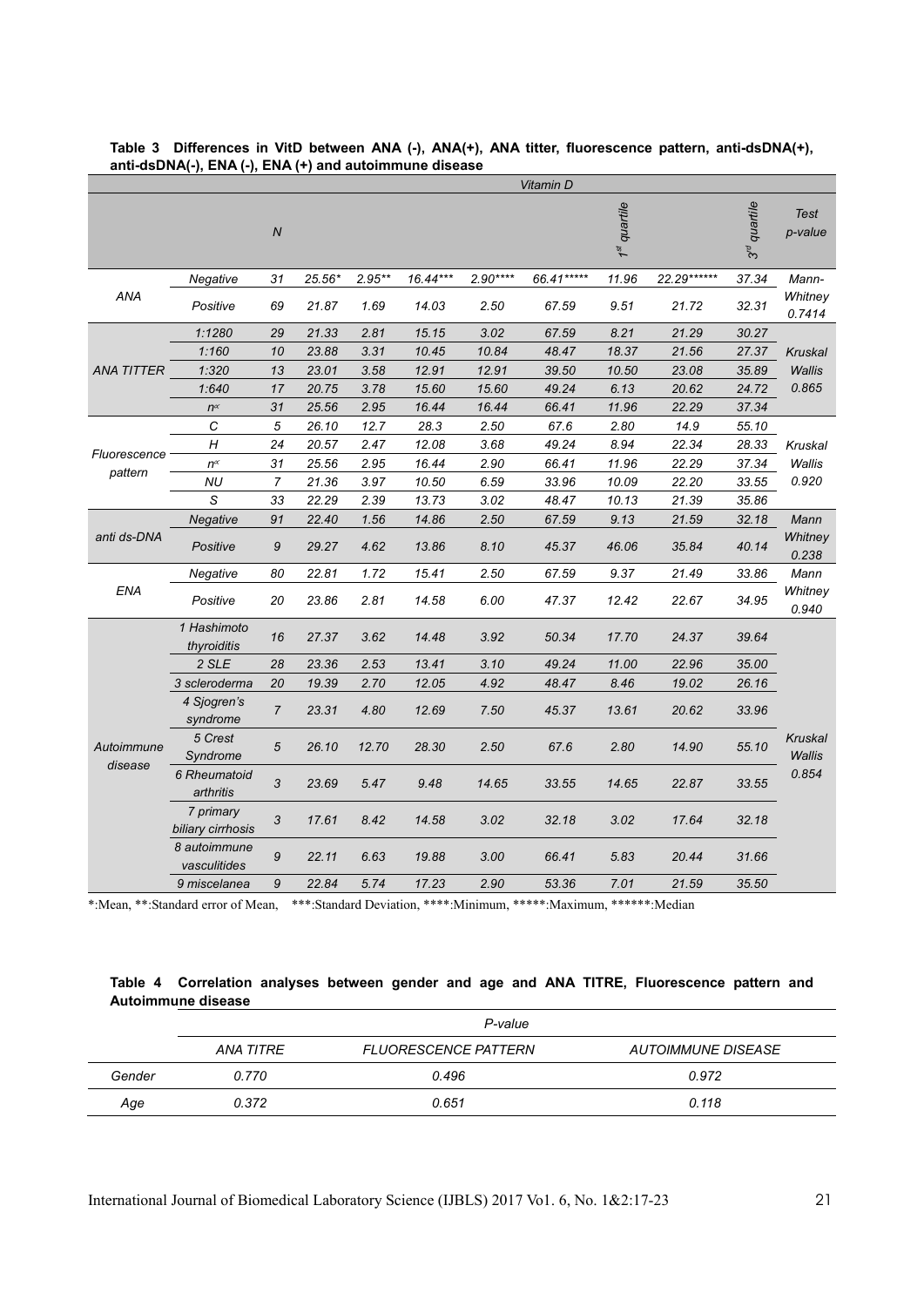**Table 3 Differences in VitD between ANA (-), ANA(+), ANA titter, fluorescence pattern, anti-dsDNA(+), anti-dsDNA(-), ENA (-), ENA (+) and autoimmune disease**

| | | Vitamin D | | | | | | | | | |
|---|---|---|---|---|---|---|---|---|---|---|---|
| | | N | | | | | | 1st quartile | | 3rd quartile | Test p-value |
| ANA | Negative | 31 | 25.56* | 2.95** | 16.44*** | 2.90**** | 66.41***** | 11.96 | 22.29****** | 37.34 | Mann-Whitney 0.7414 |
| | Positive | 69 | 21.87 | 1.69 | 14.03 | 2.50 | 67.59 | 9.51 | 21.72 | 32.31 | |
| ANA TITTER | 1:1280 | 29 | 21.33 | 2.81 | 15.15 | 3.02 | 67.59 | 8.21 | 21.29 | 30.27 | Kruskal Wallis 0.865 |
| | 1:160 | 10 | 23.88 | 3.31 | 10.45 | 10.84 | 48.47 | 18.37 | 21.56 | 27.37 | |
| | 1:320 | 13 | 23.01 | 3.58 | 12.91 | 12.91 | 39.50 | 10.50 | 23.08 | 35.89 | |
| | 1:640 | 17 | 20.75 | 3.78 | 15.60 | 15.60 | 49.24 | 6.13 | 20.62 | 24.72 | |
| | n<sup>c</sup> | 31 | 25.56 | 2.95 | 16.44 | 16.44 | 66.41 | 11.96 | 22.29 | 37.34 | |
| Fluorescence pattern | C | 5 | 26.10 | 12.7 | 28.3 | 2.50 | 67.6 | 2.80 | 14.9 | 55.10 | Kruskal Wallis 0.920 |
| | H | 24 | 20.57 | 2.47 | 12.08 | 3.68 | 49.24 | 8.94 | 22.34 | 28.33 | |
| | n<sup>c</sup> | 31 | 25.56 | 2.95 | 16.44 | 2.90 | 66.41 | 11.96 | 22.29 | 37.34 | |
| | NU | 7 | 21.36 | 3.97 | 10.50 | 6.59 | 33.96 | 10.09 | 22.20 | 33.55 | |
| | S | 33 | 22.29 | 2.39 | 13.73 | 3.02 | 48.47 | 10.13 | 21.39 | 35.86 | |
| anti ds-DNA | Negative | 91 | 22.40 | 1.56 | 14.86 | 2.50 | 67.59 | 9.13 | 21.59 | 32.18 | Mann Whitney 0.238 |
| | Positive | 9 | 29.27 | 4.62 | 13.86 | 8.10 | 45.37 | 46.06 | 35.84 | 40.14 | |
| ENA | Negative | 80 | 22.81 | 1.72 | 15.41 | 2.50 | 67.59 | 9.37 | 21.49 | 33.86 | Mann Whitney 0.940 |
| | Positive | 20 | 23.86 | 2.81 | 14.58 | 6.00 | 47.37 | 12.42 | 22.67 | 34.95 | |
| Autoimmune disease | 1 Hashimoto thyroiditis | 16 | 27.37 | 3.62 | 14.48 | 3.92 | 50.34 | 17.70 | 24.37 | 39.64 | Kruskal Wallis 0.854 |
| | 2 SLE | 28 | 23.36 | 2.53 | 13.41 | 3.10 | 49.24 | 11.00 | 22.96 | 35.00 | |
| | 3 scleroderma | 20 | 19.39 | 2.70 | 12.05 | 4.92 | 48.47 | 8.46 | 19.02 | 26.16 | |
| | 4 Sjogren's syndrome | 7 | 23.31 | 4.80 | 12.69 | 7.50 | 45.37 | 13.61 | 20.62 | 33.96 | |
| | 5 Crest Syndrome | 5 | 26.10 | 12.70 | 28.30 | 2.50 | 67.6 | 2.80 | 14.90 | 55.10 | |
| | 6 Rheumatoid arthritis | 3 | 23.69 | 5.47 | 9.48 | 14.65 | 33.55 | 14.65 | 22.87 | 33.55 | |
| | 7 primary biliary cirrhosis | 3 | 17.61 | 8.42 | 14.58 | 3.02 | 32.18 | 3.02 | 17.64 | 32.18 | |
| | 8 autoimmune vasculitides | 9 | 22.11 | 6.63 | 19.88 | 3.00 | 66.41 | 5.83 | 20.44 | 31.66 | |
| | 9 miscelanea | 9 | 22.84 | 5.74 | 17.23 | 2.90 | 53.36 | 7.01 | 21.59 | 35.50 | |

*:Mean, **:Standard error of Mean, ***:Standard Deviation, ****:Minimum, *****:Maximum, ******:Median

**Table 4 Correlation analyses between gender and age and ANA TITRE, Fluorescence pattern and Autoimmune disease**

| | P-value | | |
|---|---|---|---|
| | ANA TITRE | FLUORESCENCE PATTERN | AUTOIMMUNE DISEASE |
| Gender | 0.770 | 0.496 | 0.972 |
| Age | 0.372 | 0.651 | 0.118 |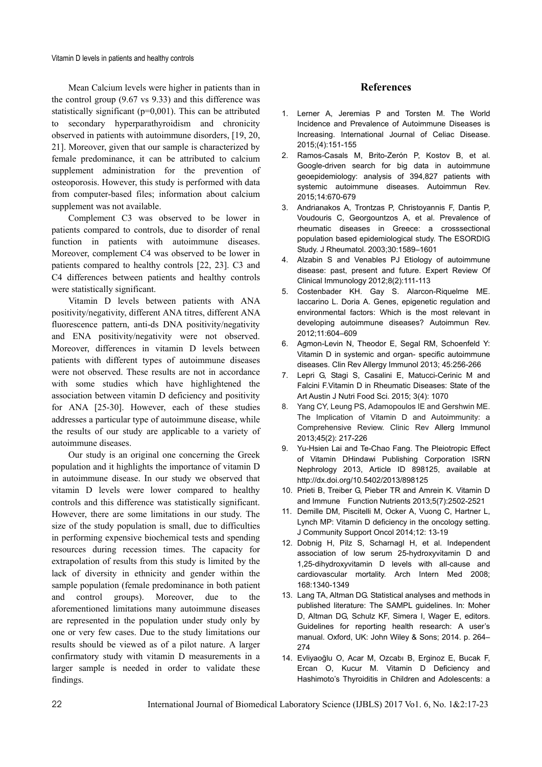Mean Calcium levels were higher in patients than in the control group (9.67 vs 9.33) and this difference was statistically significant (p=0,001). This can be attributed to secondary hyperparathyroidism and chronicity observed in patients with autoimmune disorders, [19, 20, 21]. Moreover, given that our sample is characterized by female predominance, it can be attributed to calcium supplement administration for the prevention of osteoporosis. However, this study is performed with data from computer-based files; information about calcium supplement was not available.

Complement C3 was observed to be lower in patients compared to controls, due to disorder of renal function in patients with autoimmune diseases. Moreover, complement C4 was observed to be lower in patients compared to healthy controls [22, 23]. C3 and C4 differences between patients and healthy controls were statistically significant.

Vitamin D levels between patients with ANA positivity/negativity, different ANA titres, different ANA fluorescence pattern, anti-ds DNA positivity/negativity and ENA positivity/negativity were not observed. Moreover, differences in vitamin D levels between patients with different types of autoimmune diseases were not observed. These results are not in accordance with some studies which have highlightened the association between vitamin D deficiency and positivity for ANA [25-30]. However, each of these studies addresses a particular type of autoimmune disease, while the results of our study are applicable to a variety of autoimmune diseases.

Our study is an original one concerning the Greek population and it highlights the importance of vitamin D in autoimmune disease. In our study we observed that vitamin D levels were lower compared to healthy controls and this difference was statistically significant. However, there are some limitations in our study. The size of the study population is small, due to difficulties in performing expensive biochemical tests and spending resources during recession times. The capacity for extrapolation of results from this study is limited by the lack of diversity in ethnicity and gender within the sample population (female predominance in both patient and control groups). Moreover, due to the aforementioned limitations many autoimmune diseases are represented in the population under study only by one or very few cases. Due to the study limitations our results should be viewed as of a pilot nature. A larger confirmatory study with vitamin D measurements in a larger sample is needed in order to validate these findings.

## References

1. Lerner A, Jeremias P and Torsten M. The World Incidence and Prevalence of Autoimmune Diseases is Increasing. International Journal of Celiac Disease. 2015;(4):151-155
2. Ramos-Casals M, Brito-Zerón P, Kostov B, et al. Google-driven search for big data in autoimmune geoepidemiology: analysis of 394,827 patients with systemic autoimmune diseases. Autoimmun Rev. 2015;14:670-679
3. Andrianakos A, Trontzas P, Christoyannis F, Dantis P, Voudouris C, Georgountzos A, et al. Prevalence of rheumatic diseases in Greece: a crosssectional population based epidemiological study. The ESORDIG Study. J Rheumatol. 2003;30:1589–1601
4. Alzabin S and Venables PJ Etiology of autoimmune disease: past, present and future. Expert Review Of Clinical Immunology 2012;8(2):111-113
5. Costenbader KH. Gay S. Alarcon-Riquelme ME. Iaccarino L. Doria A. Genes, epigenetic regulation and environmental factors: Which is the most relevant in developing autoimmune diseases? Autoimmun Rev. 2012;11:604–609
6. Agmon-Levin N, Theodor E, Segal RM, Schoenfeld Y: Vitamin D in systemic and organ- specific autoimmune diseases. Clin Rev Allergy Immunol 2013; 45:256-266
7. Lepri G, Stagi S, Casalini E, Matucci-Cerinic M and Falcini F.Vitamin D in Rheumatic Diseases: State of the Art Austin J Nutri Food Sci. 2015; 3(4): 1070
8. Yang CY, Leung PS, Adamopoulos IE and Gershwin ME. The Implication of Vitamin D and Autoimmunity: a Comprehensive Review. Clinic Rev Allerg Immunol 2013;45(2): 217-226
9. Yu-Hsien Lai and Te-Chao Fang. The Pleiotropic Effect of Vitamin DHindawi Publishing Corporation ISRN Nephrology 2013, Article ID 898125, available at http://dx.doi.org/10.5402/2013/898125
10. Prieti B, Treiber G, Pieber TR and Amrein K. Vitamin D and Immune Function Nutrients 2013;5(7):2502-2521
11. Demille DM, Piscitelli M, Ocker A, Vuong C, Hartner L, Lynch MP: Vitamin D deficiency in the oncology setting. J Community Support Oncol 2014;12: 13-19
12. Dobnig H, Pilz S, Scharnagl H, et al. Independent association of low serum 25-hydroxyvitamin D and 1,25-dihydroxyvitamin D levels with all-cause and cardiovascular mortality. Arch Intern Med 2008; 168:1340-1349
13. Lang TA, Altman DG. Statistical analyses and methods in published literature: The SAMPL guidelines. In: Moher D, Altman DG, Schulz KF, Simera I, Wager E, editors. Guidelines for reporting health research: A user's manual. Oxford, UK: John Wiley & Sons; 2014. p. 264–274
14. Evliyaoğlu O, Acar M, Ozcabı B, Erginoz E, Bucak F, Ercan O, Kucur M. Vitamin D Deficiency and Hashimoto's Thyroiditis in Children and Adolescents: a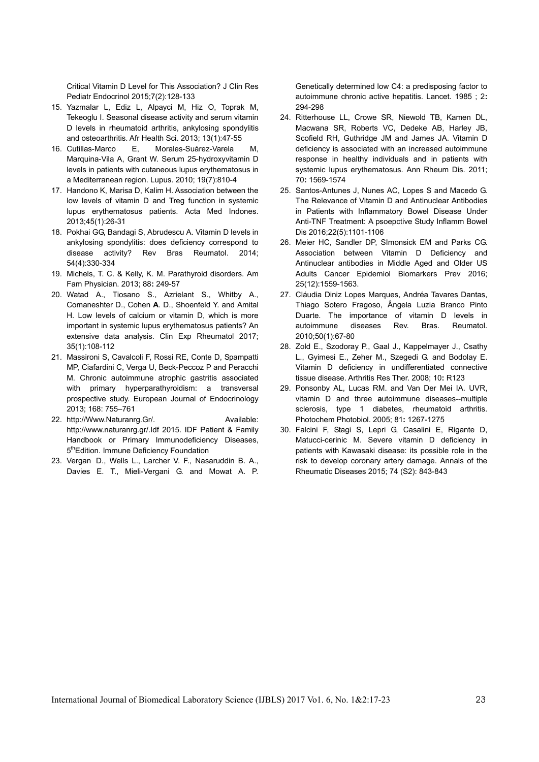Critical Vitamin D Level for This Association? J Clin Res Pediatr Endocrinol 2015;7(2):128-133

15. Yazmalar L, Ediz L, Alpayci M, Hiz O, Toprak M, Tekeoglu I. Seasonal disease activity and serum vitamin D levels in rheumatoid arthritis, ankylosing spondylitis and osteoarthritis. Afr Health Sci. 2013; 13(1):47-55
16. Cutillas-Marco E, Morales-Suárez-Varela M, Marquina-Vila A, Grant W. Serum 25-hydroxyvitamin D levels in patients with cutaneous lupus erythematosus in a Mediterranean region. Lupus. 2010; 19(7):810-4
17. Handono K, Marisa D, Kalim H. Association between the low levels of vitamin D and Treg function in systemic lupus erythematosus patients. Acta Med Indones. 2013;45(1):26-31
18. Pokhai GG, Bandagi S, Abrudescu A. Vitamin D levels in ankylosing spondylitis: does deficiency correspond to disease activity? Rev Bras Reumatol. 2014; 54(4):330-334
19. Michels, T. C. & Kelly, K. M. Parathyroid disorders. Am Fam Physician. 2013; 88**:** 249-57
20. Watad A., Tiosano S., Azrielant S., Whitby A., Comaneshter D., Cohen **A**. D., Shoenfeld Y. and Amital H. Low levels of calcium or vitamin D, which is more important in systemic lupus erythematosus patients? An extensive data analysis. Clin Exp Rheumatol 2017; 35(1):108-112
21. Massironi S, Cavalcoli F, Rossi RE, Conte D, Spampatti MP, Ciafardini C, Verga U, Beck-Peccoz P and Peracchi M. Chronic autoimmune atrophic gastritis associated with primary hyperparathyroidism: a transversal prospective study. European Journal of Endocrinology 2013; 168: 755–761
22. http://Www.Naturanrg.Gr/. Available: http://www.naturanrg.gr/.Idf 2015. IDF Patient & Family Handbook or Primary Immunodeficiency Diseases, 5thEdition. Immune Deficiency Foundation
23. Vergan D., Wells L., Larcher V. F., Nasaruddin B. A., Davies E. T., Mieli-Vergani G. and Mowat A. P. Genetically determined low C4: a predisposing factor to autoimmune chronic active hepatitis. Lancet. 1985 ; 2**:** 294-298
24. Ritterhouse LL, Crowe SR, Niewold TB, Kamen DL, Macwana SR, Roberts VC, Dedeke AB, Harley JB, Scofield RH, Guthridge JM and James JA. Vitamin D deficiency is associated with an increased autoimmune response in healthy individuals and in patients with systemic lupus erythematosus. Ann Rheum Dis. 2011; 70**:** 1569-1574
25. Santos-Antunes J, Nunes AC, Lopes S and Macedo G. The Relevance of Vitamin D and Antinuclear Antibodies in Patients with Inflammatory Bowel Disease Under Anti-TNF Treatment: A psoepctive Study Inflamm Bowel Dis 2016;22(5):1101-1106
26. Meier HC, Sandler DP, SImonsick EM and Parks CG. Association between Vitamin D Deficiency and Antinuclear antibodies in Middle Aged and Older US Adults Cancer Epidemiol Biomarkers Prev 2016; 25(12):1559-1563.
27. Cláudia Diniz Lopes Marques, Andréa Tavares Dantas, Thiago Sotero Fragoso, Ângela Luzia Branco Pinto Duarte. The importance of vitamin D levels in autoimmune diseases Rev. Bras. Reumatol. 2010;50(1):67-80
28. Zold E., Szodoray P., Gaal J., Kappelmayer J., Csathy L., Gyimesi E., Zeher M., Szegedi G. and Bodolay E. Vitamin D deficiency in undifferentiated connective tissue disease. Arthritis Res Ther. 2008; 10**:** R123
29. Ponsonby AL, Lucas RM. and Van Der Mei IA. UVR, vitamin D and three **a**utoimmune diseases--multiple sclerosis, type 1 diabetes, rheumatoid arthritis. Photochem Photobiol. 2005; 81**:** 1267-1275
30. Falcini F, Stagi S, Lepri G, Casalini E, Rigante D, Matucci-cerinic M. Severe vitamin D deficiency in patients with Kawasaki disease: its possible role in the risk to develop coronary artery damage. Annals of the Rheumatic Diseases 2015; 74 (S2): 843-843